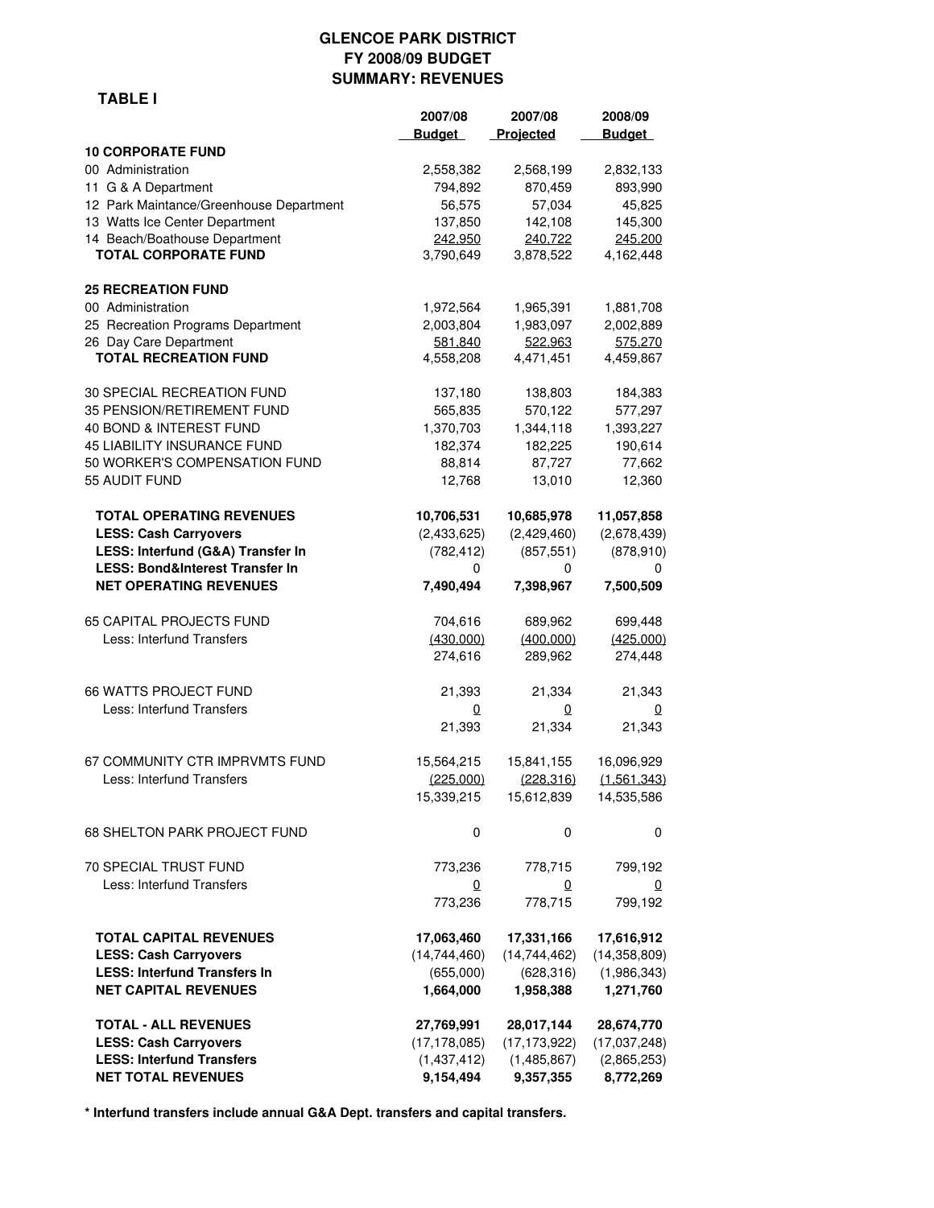# GLENCOE PARK DISTRICT
## FY 2008/09 BUDGET
## SUMMARY: REVENUES

**TABLE I**

| | 2007/08 Budget | 2007/08 Projected | 2008/09 Budget |
|---|---|---|---|
| **10 CORPORATE FUND** | | | |
| 00 Administration | 2,558,382 | 2,568,199 | 2,832,133 |
| 11 G & A Department | 794,892 | 870,459 | 893,990 |
| 12 Park Maintance/Greenhouse Department | 56,575 | 57,034 | 45,825 |
| 13 Watts Ice Center Department | 137,850 | 142,108 | 145,300 |
| 14 Beach/Boathouse Department | 242,950 | 240,722 | 245,200 |
| **TOTAL CORPORATE FUND** | 3,790,649 | 3,878,522 | 4,162,448 |
| | | | |
| **25 RECREATION FUND** | | | |
| 00 Administration | 1,972,564 | 1,965,391 | 1,881,708 |
| 25 Recreation Programs Department | 2,003,804 | 1,983,097 | 2,002,889 |
| 26 Day Care Department | 581,840 | 522,963 | 575,270 |
| **TOTAL RECREATION FUND** | 4,558,208 | 4,471,451 | 4,459,867 |
| | | | |
| 30 SPECIAL RECREATION FUND | 137,180 | 138,803 | 184,383 |
| 35 PENSION/RETIREMENT FUND | 565,835 | 570,122 | 577,297 |
| 40 BOND & INTEREST FUND | 1,370,703 | 1,344,118 | 1,393,227 |
| 45 LIABILITY INSURANCE FUND | 182,374 | 182,225 | 190,614 |
| 50 WORKER'S COMPENSATION FUND | 88,814 | 87,727 | 77,662 |
| 55 AUDIT FUND | 12,768 | 13,010 | 12,360 |
| | | | |
| **TOTAL OPERATING REVENUES** | **10,706,531** | **10,685,978** | **11,057,858** |
| **LESS: Cash Carryovers** | (2,433,625) | (2,429,460) | (2,678,439) |
| **LESS: Interfund (G&A) Transfer In** | (782,412) | (857,551) | (878,910) |
| **LESS: Bond&Interest Transfer In** | 0 | 0 | 0 |
| **NET OPERATING REVENUES** | **7,490,494** | **7,398,967** | **7,500,509** |
| | | | |
| 65 CAPITAL PROJECTS FUND | 704,616 | 689,962 | 699,448 |
| Less: Interfund Transfers | (430,000) | (400,000) | (425,000) |
| | 274,616 | 289,962 | 274,448 |
| | | | |
| 66 WATTS PROJECT FUND | 21,393 | 21,334 | 21,343 |
| Less: Interfund Transfers | 0 | 0 | 0 |
| | 21,393 | 21,334 | 21,343 |
| | | | |
| 67 COMMUNITY CTR IMPRVMTS FUND | 15,564,215 | 15,841,155 | 16,096,929 |
| Less: Interfund Transfers | (225,000) | (228,316) | (1,561,343) |
| | 15,339,215 | 15,612,839 | 14,535,586 |
| | | | |
| 68 SHELTON PARK PROJECT FUND | 0 | 0 | 0 |
| | | | |
| 70 SPECIAL TRUST FUND | 773,236 | 778,715 | 799,192 |
| Less: Interfund Transfers | 0 | 0 | 0 |
| | 773,236 | 778,715 | 799,192 |
| | | | |
| **TOTAL CAPITAL REVENUES** | **17,063,460** | **17,331,166** | **17,616,912** |
| **LESS: Cash Carryovers** | (14,744,460) | (14,744,462) | (14,358,809) |
| **LESS: Interfund Transfers In** | (655,000) | (628,316) | (1,986,343) |
| **NET CAPITAL REVENUES** | **1,664,000** | **1,958,388** | **1,271,760** |
| | | | |
| **TOTAL - ALL REVENUES** | **27,769,991** | **28,017,144** | **28,674,770** |
| **LESS: Cash Carryovers** | (17,178,085) | (17,173,922) | (17,037,248) |
| **LESS: Interfund Transfers** | (1,437,412) | (1,485,867) | (2,865,253) |
| **NET TOTAL REVENUES** | **9,154,494** | **9,357,355** | **8,772,269** |

**\* Interfund transfers include annual G&A Dept. transfers and capital transfers.**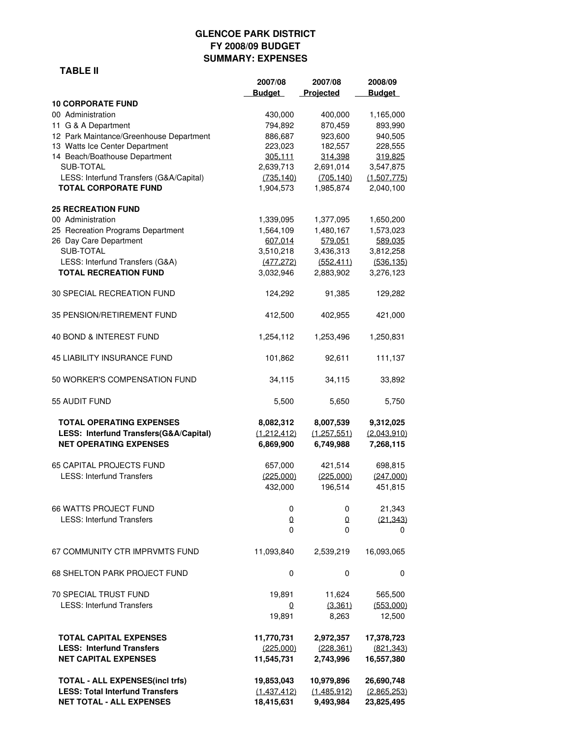# GLENCOE PARK DISTRICT
## FY 2008/09 BUDGET
## SUMMARY: EXPENSES

**TABLE II**

| | 2007/08 Budget | 2007/08 Projected | 2008/09 Budget |
|---|---|---|---|
| **10 CORPORATE FUND** | | | |
| 00 Administration | 430,000 | 400,000 | 1,165,000 |
| 11 G & A Department | 794,892 | 870,459 | 893,990 |
| 12 Park Maintance/Greenhouse Department | 886,687 | 923,600 | 940,505 |
| 13 Watts Ice Center Department | 223,023 | 182,557 | 228,555 |
| 14 Beach/Boathouse Department | 305,111 | 314,398 | 319,825 |
| SUB-TOTAL | 2,639,713 | 2,691,014 | 3,547,875 |
| LESS: Interfund Transfers (G&A/Capital) | (735,140) | (705,140) | (1,507,775) |
| **TOTAL CORPORATE FUND** | 1,904,573 | 1,985,874 | 2,040,100 |
| **25 RECREATION FUND** | | | |
| 00 Administration | 1,339,095 | 1,377,095 | 1,650,200 |
| 25 Recreation Programs Department | 1,564,109 | 1,480,167 | 1,573,023 |
| 26 Day Care Department | 607,014 | 579,051 | 589,035 |
| SUB-TOTAL | 3,510,218 | 3,436,313 | 3,812,258 |
| LESS: Interfund Transfers (G&A) | (477,272) | (552,411) | (536,135) |
| **TOTAL RECREATION FUND** | 3,032,946 | 2,883,902 | 3,276,123 |
| 30 SPECIAL RECREATION FUND | 124,292 | 91,385 | 129,282 |
| 35 PENSION/RETIREMENT FUND | 412,500 | 402,955 | 421,000 |
| 40 BOND & INTEREST FUND | 1,254,112 | 1,253,496 | 1,250,831 |
| 45 LIABILITY INSURANCE FUND | 101,862 | 92,611 | 111,137 |
| 50 WORKER'S COMPENSATION FUND | 34,115 | 34,115 | 33,892 |
| 55 AUDIT FUND | 5,500 | 5,650 | 5,750 |
| **TOTAL OPERATING EXPENSES** | **8,082,312** | **8,007,539** | **9,312,025** |
| **LESS: Interfund Transfers(G&A/Capital)** | **(1,212,412)** | **(1,257,551)** | **(2,043,910)** |
| **NET OPERATING EXPENSES** | **6,869,900** | **6,749,988** | **7,268,115** |
| 65 CAPITAL PROJECTS FUND | 657,000 | 421,514 | 698,815 |
| LESS: Interfund Transfers | (225,000) | (225,000) | (247,000) |
| | 432,000 | 196,514 | 451,815 |
| 66 WATTS PROJECT FUND | 0 | 0 | 21,343 |
| LESS: Interfund Transfers | 0 | 0 | (21,343) |
| | 0 | 0 | 0 |
| 67 COMMUNITY CTR IMPRVMTS FUND | 11,093,840 | 2,539,219 | 16,093,065 |
| 68 SHELTON PARK PROJECT FUND | 0 | 0 | 0 |
| 70 SPECIAL TRUST FUND | 19,891 | 11,624 | 565,500 |
| LESS: Interfund Transfers | 0 | (3,361) | (553,000) |
| | 19,891 | 8,263 | 12,500 |
| **TOTAL CAPITAL EXPENSES** | **11,770,731** | **2,972,357** | **17,378,723** |
| **LESS: Interfund Transfers** | **(225,000)** | **(228,361)** | **(821,343)** |
| **NET CAPITAL EXPENSES** | **11,545,731** | **2,743,996** | **16,557,380** |
| **TOTAL - ALL EXPENSES(incl trfs)** | **19,853,043** | **10,979,896** | **26,690,748** |
| **LESS: Total Interfund Transfers** | **(1,437,412)** | **(1,485,912)** | **(2,865,253)** |
| **NET TOTAL - ALL EXPENSES** | **18,415,631** | **9,493,984** | **23,825,495** |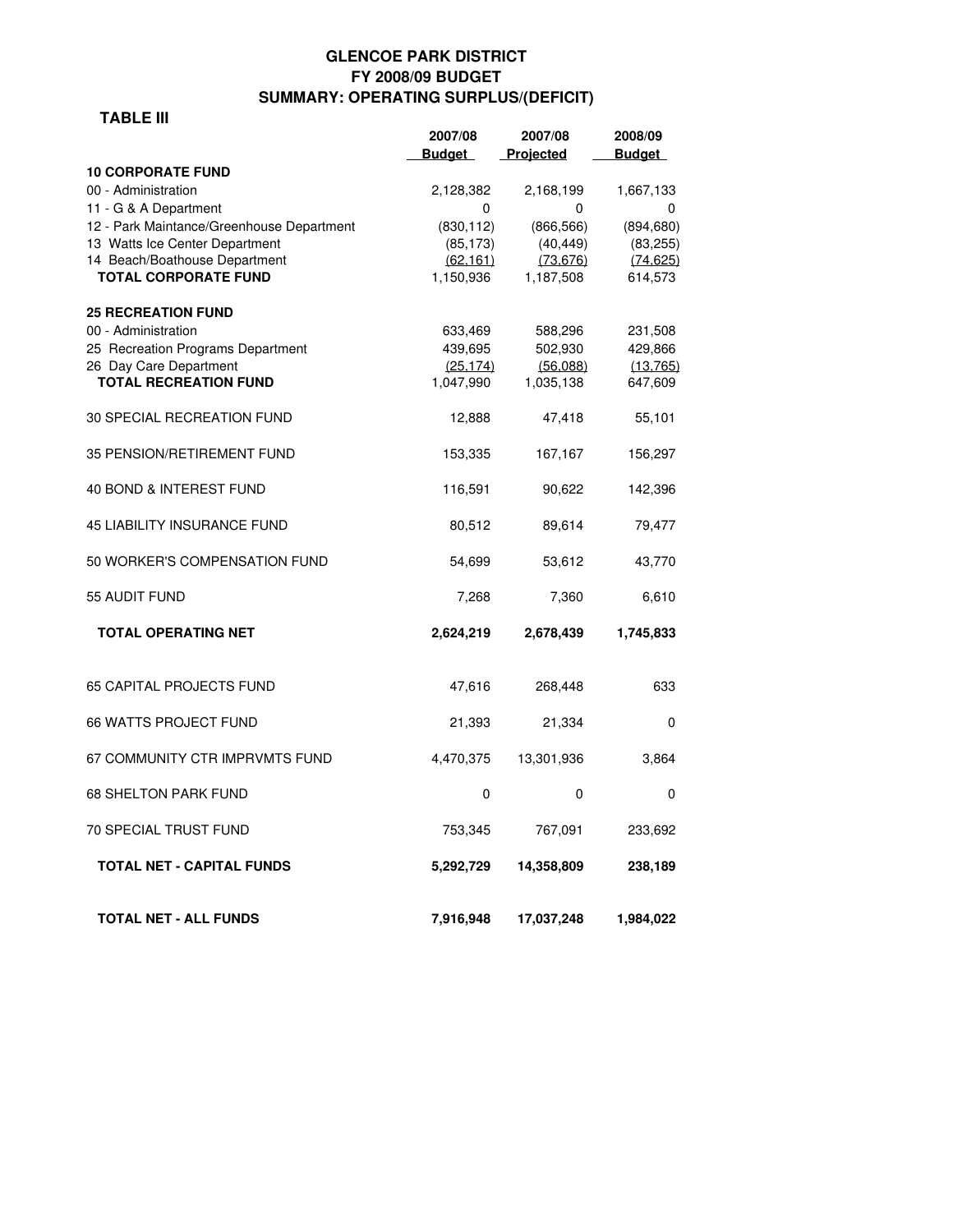# GLENCOE PARK DISTRICT
## FY 2008/09 BUDGET
## SUMMARY: OPERATING SURPLUS/(DEFICIT)

**TABLE III**

| | 2007/08 Budget | 2007/08 Projected | 2008/09 Budget |
|---|---|---|---|
| **10 CORPORATE FUND** | | | |
| 00 - Administration | 2,128,382 | 2,168,199 | 1,667,133 |
| 11 - G & A Department | 0 | 0 | 0 |
| 12 - Park Maintance/Greenhouse Department | (830,112) | (866,566) | (894,680) |
| 13 Watts Ice Center Department | (85,173) | (40,449) | (83,255) |
| 14 Beach/Boathouse Department | (62,161) | (73,676) | (74,625) |
| **TOTAL CORPORATE FUND** | 1,150,936 | 1,187,508 | 614,573 |
| **25 RECREATION FUND** | | | |
| 00 - Administration | 633,469 | 588,296 | 231,508 |
| 25 Recreation Programs Department | 439,695 | 502,930 | 429,866 |
| 26 Day Care Department | (25,174) | (56,088) | (13,765) |
| **TOTAL RECREATION FUND** | 1,047,990 | 1,035,138 | 647,609 |
| 30 SPECIAL RECREATION FUND | 12,888 | 47,418 | 55,101 |
| 35 PENSION/RETIREMENT FUND | 153,335 | 167,167 | 156,297 |
| 40 BOND & INTEREST FUND | 116,591 | 90,622 | 142,396 |
| 45 LIABILITY INSURANCE FUND | 80,512 | 89,614 | 79,477 |
| 50 WORKER'S COMPENSATION FUND | 54,699 | 53,612 | 43,770 |
| 55 AUDIT FUND | 7,268 | 7,360 | 6,610 |
| **TOTAL OPERATING NET** | **2,624,219** | **2,678,439** | **1,745,833** |
| 65 CAPITAL PROJECTS FUND | 47,616 | 268,448 | 633 |
| 66 WATTS PROJECT FUND | 21,393 | 21,334 | 0 |
| 67 COMMUNITY CTR IMPRVMTS FUND | 4,470,375 | 13,301,936 | 3,864 |
| 68 SHELTON PARK FUND | 0 | 0 | 0 |
| 70 SPECIAL TRUST FUND | 753,345 | 767,091 | 233,692 |
| **TOTAL NET - CAPITAL FUNDS** | **5,292,729** | **14,358,809** | **238,189** |
| **TOTAL NET - ALL FUNDS** | **7,916,948** | **17,037,248** | **1,984,022** |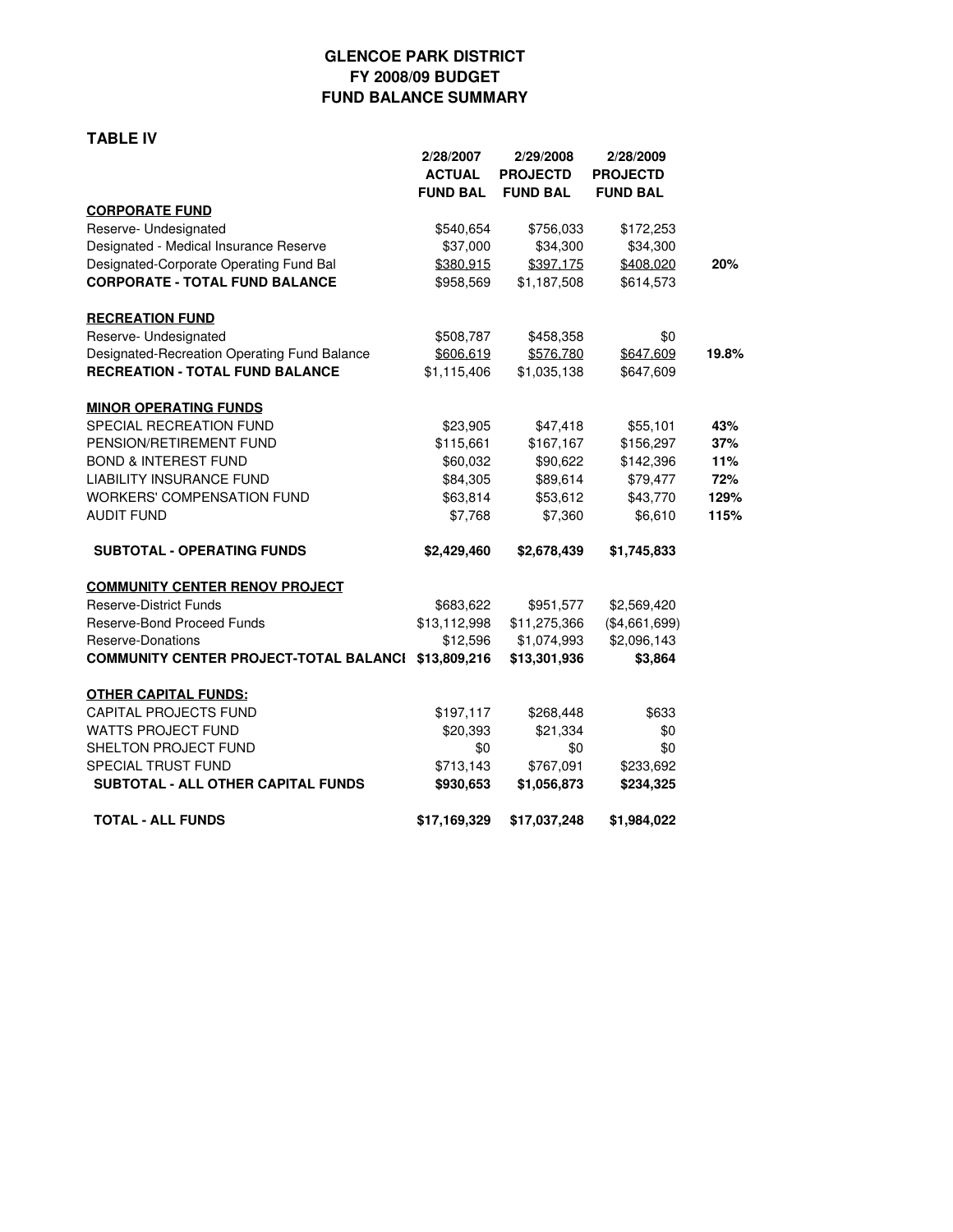# GLENCOE PARK DISTRICT
## FY 2008/09 BUDGET
## FUND BALANCE SUMMARY

**TABLE IV**

| | 2/28/2007 ACTUAL FUND BAL | 2/29/2008 PROJECTD FUND BAL | 2/28/2009 PROJECTD FUND BAL | |
|---|---|---|---|---|
| **CORPORATE FUND** | | | | |
| Reserve- Undesignated | $540,654 | $756,033 | $172,253 | |
| Designated - Medical Insurance Reserve | $37,000 | $34,300 | $34,300 | |
| Designated-Corporate Operating Fund Bal | $380,915 | $397,175 | $408,020 | **20%** |
| **CORPORATE - TOTAL FUND BALANCE** | $958,569 | $1,187,508 | $614,573 | |
| **RECREATION FUND** | | | | |
| Reserve- Undesignated | $508,787 | $458,358 | $0 | |
| Designated-Recreation Operating Fund Balance | $606,619 | $576,780 | $647,609 | **19.8%** |
| **RECREATION - TOTAL FUND BALANCE** | $1,115,406 | $1,035,138 | $647,609 | |
| **MINOR OPERATING FUNDS** | | | | |
| SPECIAL RECREATION FUND | $23,905 | $47,418 | $55,101 | **43%** |
| PENSION/RETIREMENT FUND | $115,661 | $167,167 | $156,297 | **37%** |
| BOND & INTEREST FUND | $60,032 | $90,622 | $142,396 | **11%** |
| LIABILITY INSURANCE FUND | $84,305 | $89,614 | $79,477 | **72%** |
| WORKERS' COMPENSATION FUND | $63,814 | $53,612 | $43,770 | **129%** |
| AUDIT FUND | $7,768 | $7,360 | $6,610 | **115%** |
| **SUBTOTAL - OPERATING FUNDS** | **$2,429,460** | **$2,678,439** | **$1,745,833** | |
| **COMMUNITY CENTER RENOV PROJECT** | | | | |
| Reserve-District Funds | $683,622 | $951,577 | $2,569,420 | |
| Reserve-Bond Proceed Funds | $13,112,998 | $11,275,366 | ($4,661,699) | |
| Reserve-Donations | $12,596 | $1,074,993 | $2,096,143 | |
| **COMMUNITY CENTER PROJECT-TOTAL BALANCI** | **$13,809,216** | **$13,301,936** | **$3,864** | |
| **OTHER CAPITAL FUNDS:** | | | | |
| CAPITAL PROJECTS FUND | $197,117 | $268,448 | $633 | |
| WATTS PROJECT FUND | $20,393 | $21,334 | $0 | |
| SHELTON PROJECT FUND | $0 | $0 | $0 | |
| SPECIAL TRUST FUND | $713,143 | $767,091 | $233,692 | |
| **SUBTOTAL - ALL OTHER CAPITAL FUNDS** | **$930,653** | **$1,056,873** | **$234,325** | |
| **TOTAL - ALL FUNDS** | **$17,169,329** | **$17,037,248** | **$1,984,022** | |